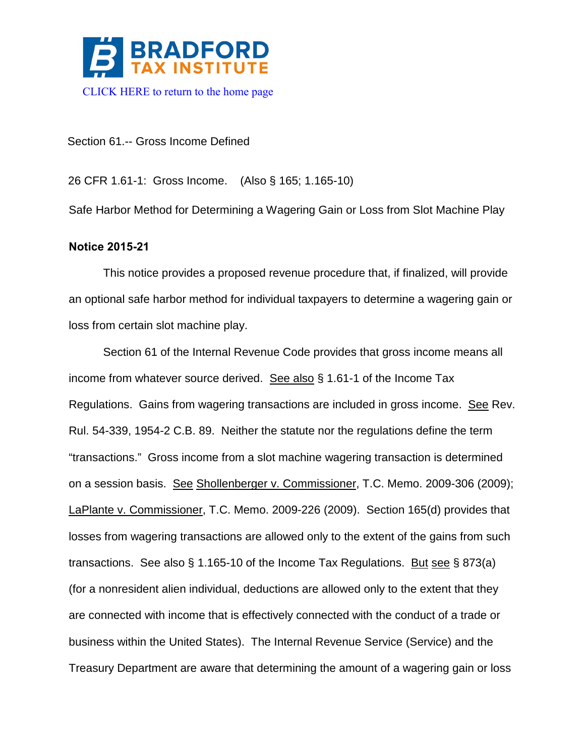BRADFORD TAX INSTITUTE

CLICK HERE to return to the home page

Section 61.-- Gross Income Defined

26 CFR 1.61-1: Gross Income. (Also § 165; 1.165-10)

Safe Harbor Method for Determining a Wagering Gain or Loss from Slot Machine Play

**Notice 2015-21**

This notice provides a proposed revenue procedure that, if finalized, will provide an optional safe harbor method for individual taxpayers to determine a wagering gain or loss from certain slot machine play.

Section 61 of the Internal Revenue Code provides that gross income means all income from whatever source derived. See also § 1.61-1 of the Income Tax Regulations. Gains from wagering transactions are included in gross income. See Rev. Rul. 54-339, 1954-2 C.B. 89. Neither the statute nor the regulations define the term "transactions." Gross income from a slot machine wagering transaction is determined on a session basis. See Shollenberger v. Commissioner, T.C. Memo. 2009-306 (2009); LaPlante v. Commissioner, T.C. Memo. 2009-226 (2009). Section 165(d) provides that losses from wagering transactions are allowed only to the extent of the gains from such transactions. See also § 1.165-10 of the Income Tax Regulations. But see § 873(a) (for a nonresident alien individual, deductions are allowed only to the extent that they are connected with income that is effectively connected with the conduct of a trade or business within the United States). The Internal Revenue Service (Service) and the Treasury Department are aware that determining the amount of a wagering gain or loss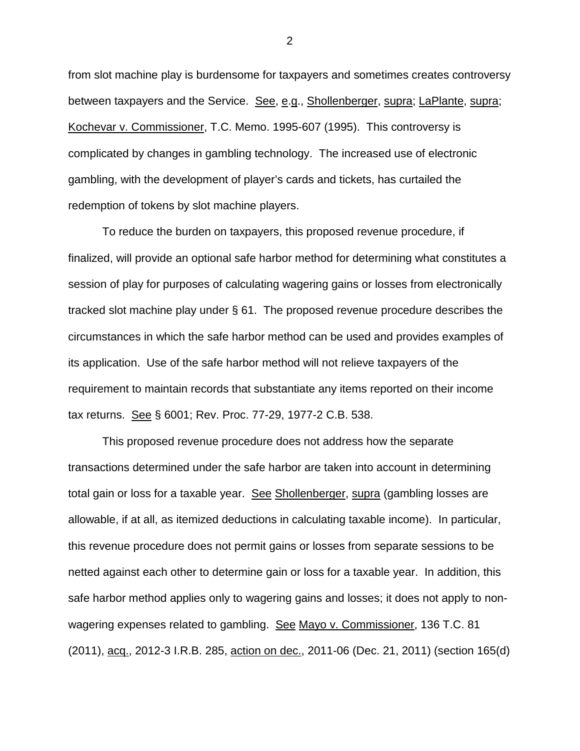from slot machine play is burdensome for taxpayers and sometimes creates controversy between taxpayers and the Service. See, e.g., Shollenberger, supra; LaPlante, supra; Kochevar v. Commissioner, T.C. Memo. 1995-607 (1995). This controversy is complicated by changes in gambling technology. The increased use of electronic gambling, with the development of player's cards and tickets, has curtailed the redemption of tokens by slot machine players.

To reduce the burden on taxpayers, this proposed revenue procedure, if finalized, will provide an optional safe harbor method for determining what constitutes a session of play for purposes of calculating wagering gains or losses from electronically tracked slot machine play under § 61. The proposed revenue procedure describes the circumstances in which the safe harbor method can be used and provides examples of its application. Use of the safe harbor method will not relieve taxpayers of the requirement to maintain records that substantiate any items reported on their income tax returns. See § 6001; Rev. Proc. 77-29, 1977-2 C.B. 538.

This proposed revenue procedure does not address how the separate transactions determined under the safe harbor are taken into account in determining total gain or loss for a taxable year. See Shollenberger, supra (gambling losses are allowable, if at all, as itemized deductions in calculating taxable income). In particular, this revenue procedure does not permit gains or losses from separate sessions to be netted against each other to determine gain or loss for a taxable year. In addition, this safe harbor method applies only to wagering gains and losses; it does not apply to non-wagering expenses related to gambling. See Mayo v. Commissioner, 136 T.C. 81 (2011), acq., 2012-3 I.R.B. 285, action on dec., 2011-06 (Dec. 21, 2011) (section 165(d)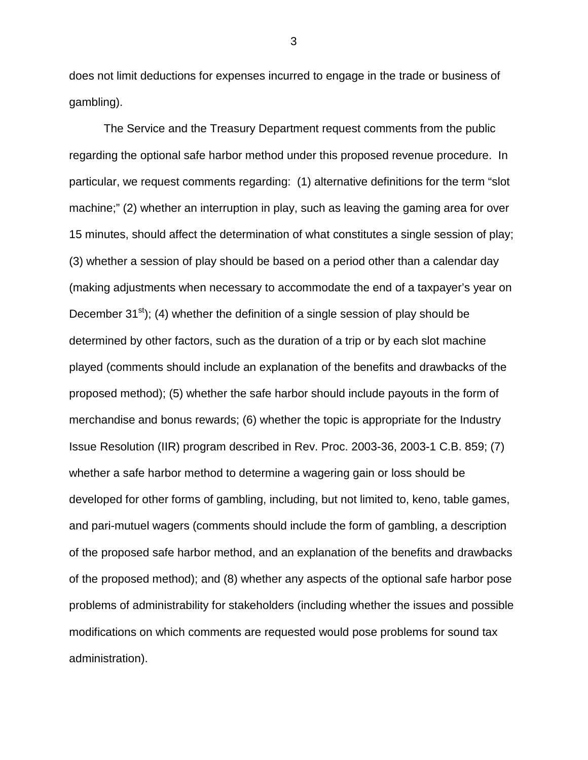does not limit deductions for expenses incurred to engage in the trade or business of gambling).

The Service and the Treasury Department request comments from the public regarding the optional safe harbor method under this proposed revenue procedure. In particular, we request comments regarding: (1) alternative definitions for the term "slot machine;" (2) whether an interruption in play, such as leaving the gaming area for over 15 minutes, should affect the determination of what constitutes a single session of play; (3) whether a session of play should be based on a period other than a calendar day (making adjustments when necessary to accommodate the end of a taxpayer's year on December 31st); (4) whether the definition of a single session of play should be determined by other factors, such as the duration of a trip or by each slot machine played (comments should include an explanation of the benefits and drawbacks of the proposed method); (5) whether the safe harbor should include payouts in the form of merchandise and bonus rewards; (6) whether the topic is appropriate for the Industry Issue Resolution (IIR) program described in Rev. Proc. 2003-36, 2003-1 C.B. 859; (7) whether a safe harbor method to determine a wagering gain or loss should be developed for other forms of gambling, including, but not limited to, keno, table games, and pari-mutuel wagers (comments should include the form of gambling, a description of the proposed safe harbor method, and an explanation of the benefits and drawbacks of the proposed method); and (8) whether any aspects of the optional safe harbor pose problems of administrability for stakeholders (including whether the issues and possible modifications on which comments are requested would pose problems for sound tax administration).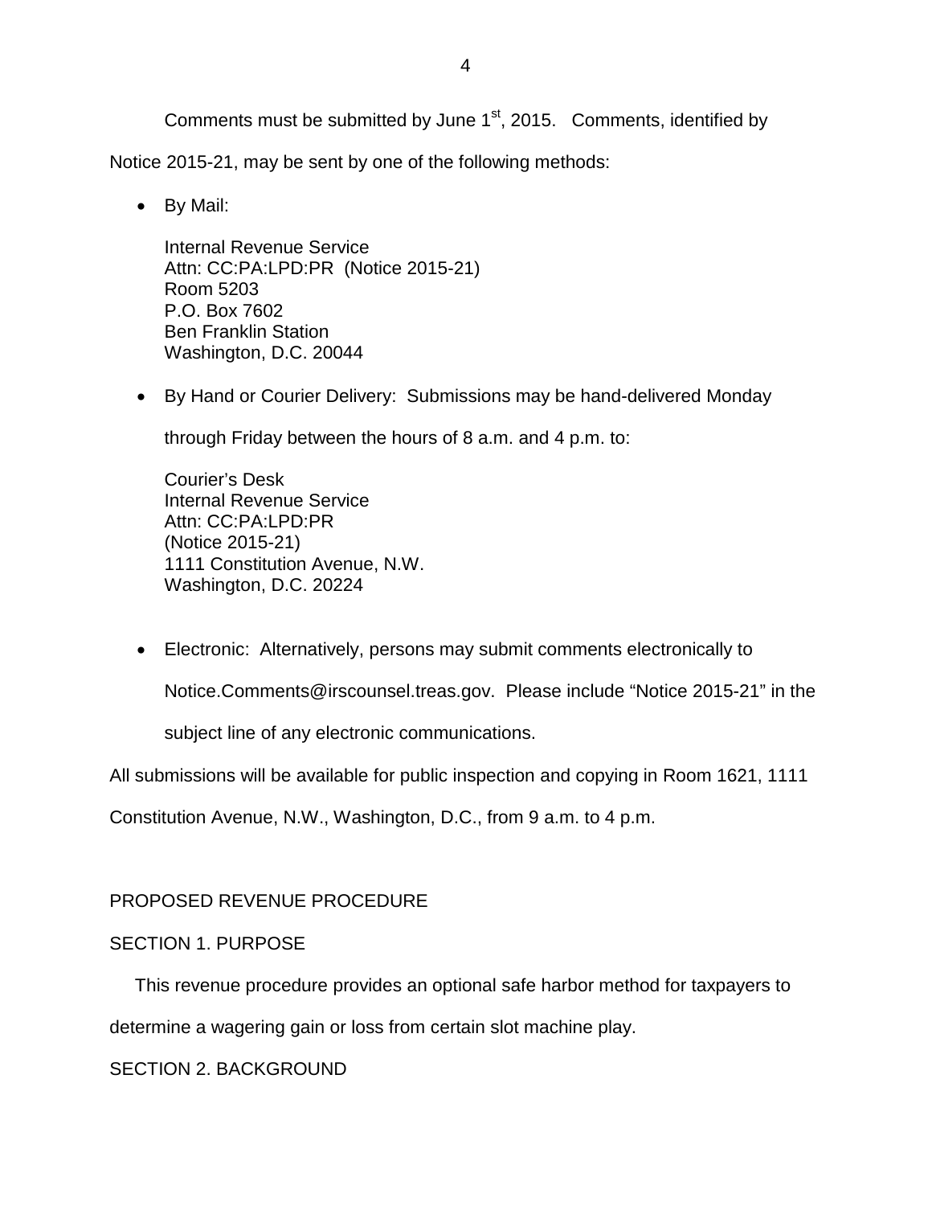Comments must be submitted by June 1st, 2015. Comments, identified by Notice 2015-21, may be sent by one of the following methods:

- By Mail:

  Internal Revenue Service
  Attn: CC:PA:LPD:PR (Notice 2015-21)
  Room 5203
  P.O. Box 7602
  Ben Franklin Station
  Washington, D.C. 20044

- By Hand or Courier Delivery: Submissions may be hand-delivered Monday through Friday between the hours of 8 a.m. and 4 p.m. to:

  Courier's Desk
  Internal Revenue Service
  Attn: CC:PA:LPD:PR
  (Notice 2015-21)
  1111 Constitution Avenue, N.W.
  Washington, D.C. 20224

- Electronic: Alternatively, persons may submit comments electronically to Notice.Comments@irscounsel.treas.gov. Please include "Notice 2015-21" in the subject line of any electronic communications.

All submissions will be available for public inspection and copying in Room 1621, 1111 Constitution Avenue, N.W., Washington, D.C., from 9 a.m. to 4 p.m.

## PROPOSED REVENUE PROCEDURE

### SECTION 1. PURPOSE

This revenue procedure provides an optional safe harbor method for taxpayers to determine a wagering gain or loss from certain slot machine play.

### SECTION 2. BACKGROUND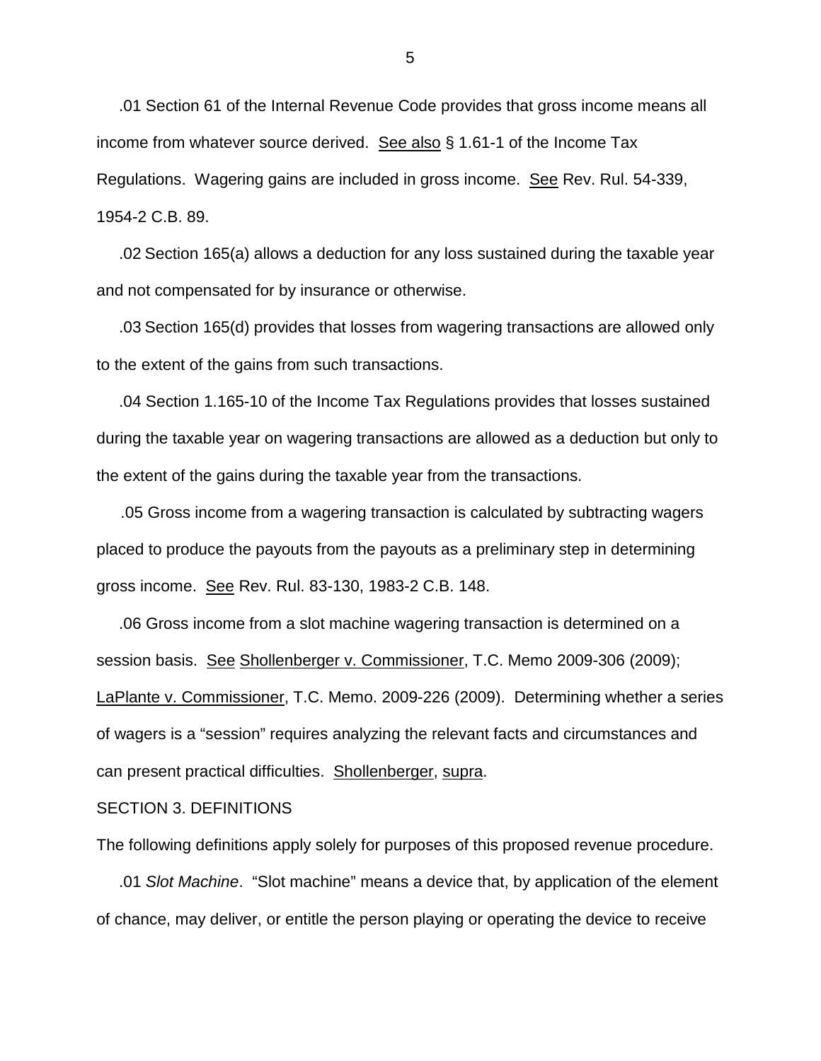.01 Section 61 of the Internal Revenue Code provides that gross income means all income from whatever source derived. See also § 1.61-1 of the Income Tax Regulations. Wagering gains are included in gross income. See Rev. Rul. 54-339, 1954-2 C.B. 89.

.02 Section 165(a) allows a deduction for any loss sustained during the taxable year and not compensated for by insurance or otherwise.

.03 Section 165(d) provides that losses from wagering transactions are allowed only to the extent of the gains from such transactions.

.04 Section 1.165-10 of the Income Tax Regulations provides that losses sustained during the taxable year on wagering transactions are allowed as a deduction but only to the extent of the gains during the taxable year from the transactions.

.05 Gross income from a wagering transaction is calculated by subtracting wagers placed to produce the payouts from the payouts as a preliminary step in determining gross income. See Rev. Rul. 83-130, 1983-2 C.B. 148.

.06 Gross income from a slot machine wagering transaction is determined on a session basis. See Shollenberger v. Commissioner, T.C. Memo 2009-306 (2009); LaPlante v. Commissioner, T.C. Memo. 2009-226 (2009). Determining whether a series of wagers is a "session" requires analyzing the relevant facts and circumstances and can present practical difficulties. Shollenberger, supra.

SECTION 3. DEFINITIONS

The following definitions apply solely for purposes of this proposed revenue procedure.

.01 *Slot Machine*. "Slot machine" means a device that, by application of the element of chance, may deliver, or entitle the person playing or operating the device to receive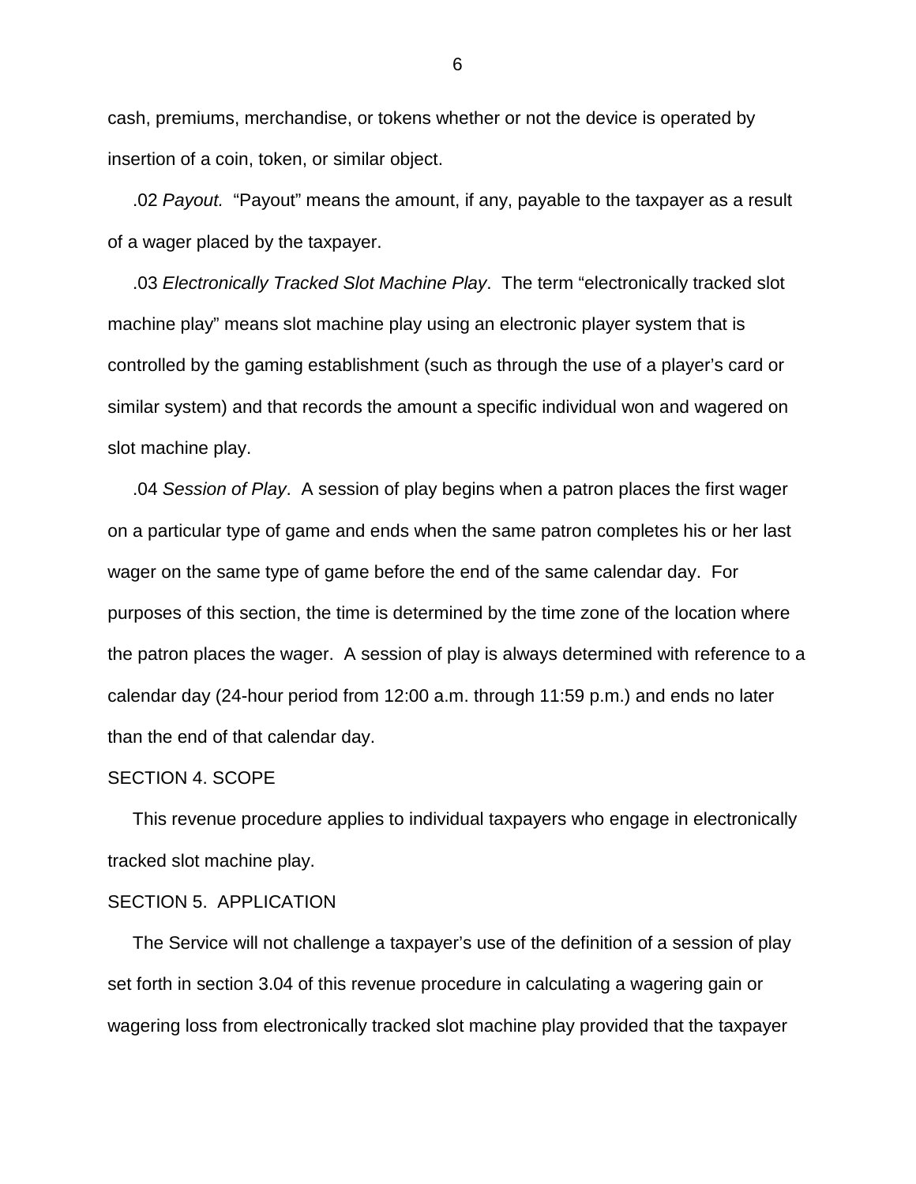cash, premiums, merchandise, or tokens whether or not the device is operated by insertion of a coin, token, or similar object.

.02 *Payout.* "Payout" means the amount, if any, payable to the taxpayer as a result of a wager placed by the taxpayer.

.03 *Electronically Tracked Slot Machine Play*. The term "electronically tracked slot machine play" means slot machine play using an electronic player system that is controlled by the gaming establishment (such as through the use of a player's card or similar system) and that records the amount a specific individual won and wagered on slot machine play.

.04 *Session of Play*. A session of play begins when a patron places the first wager on a particular type of game and ends when the same patron completes his or her last wager on the same type of game before the end of the same calendar day. For purposes of this section, the time is determined by the time zone of the location where the patron places the wager. A session of play is always determined with reference to a calendar day (24-hour period from 12:00 a.m. through 11:59 p.m.) and ends no later than the end of that calendar day.

## SECTION 4. SCOPE

This revenue procedure applies to individual taxpayers who engage in electronically tracked slot machine play.

## SECTION 5. APPLICATION

The Service will not challenge a taxpayer's use of the definition of a session of play set forth in section 3.04 of this revenue procedure in calculating a wagering gain or wagering loss from electronically tracked slot machine play provided that the taxpayer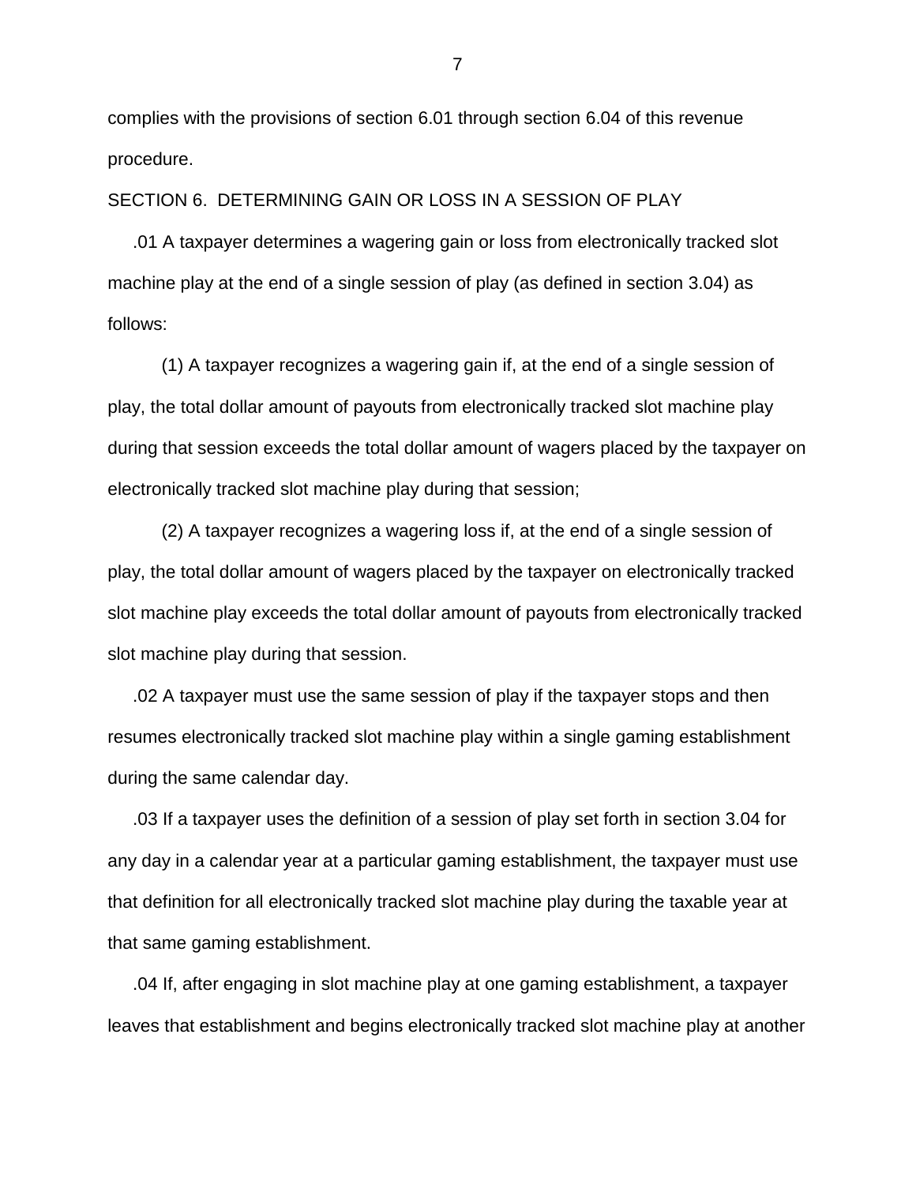complies with the provisions of section 6.01 through section 6.04 of this revenue procedure.

SECTION 6. DETERMINING GAIN OR LOSS IN A SESSION OF PLAY

.01 A taxpayer determines a wagering gain or loss from electronically tracked slot machine play at the end of a single session of play (as defined in section 3.04) as follows:

(1) A taxpayer recognizes a wagering gain if, at the end of a single session of play, the total dollar amount of payouts from electronically tracked slot machine play during that session exceeds the total dollar amount of wagers placed by the taxpayer on electronically tracked slot machine play during that session;

(2) A taxpayer recognizes a wagering loss if, at the end of a single session of play, the total dollar amount of wagers placed by the taxpayer on electronically tracked slot machine play exceeds the total dollar amount of payouts from electronically tracked slot machine play during that session.

.02 A taxpayer must use the same session of play if the taxpayer stops and then resumes electronically tracked slot machine play within a single gaming establishment during the same calendar day.

.03 If a taxpayer uses the definition of a session of play set forth in section 3.04 for any day in a calendar year at a particular gaming establishment, the taxpayer must use that definition for all electronically tracked slot machine play during the taxable year at that same gaming establishment.

.04 If, after engaging in slot machine play at one gaming establishment, a taxpayer leaves that establishment and begins electronically tracked slot machine play at another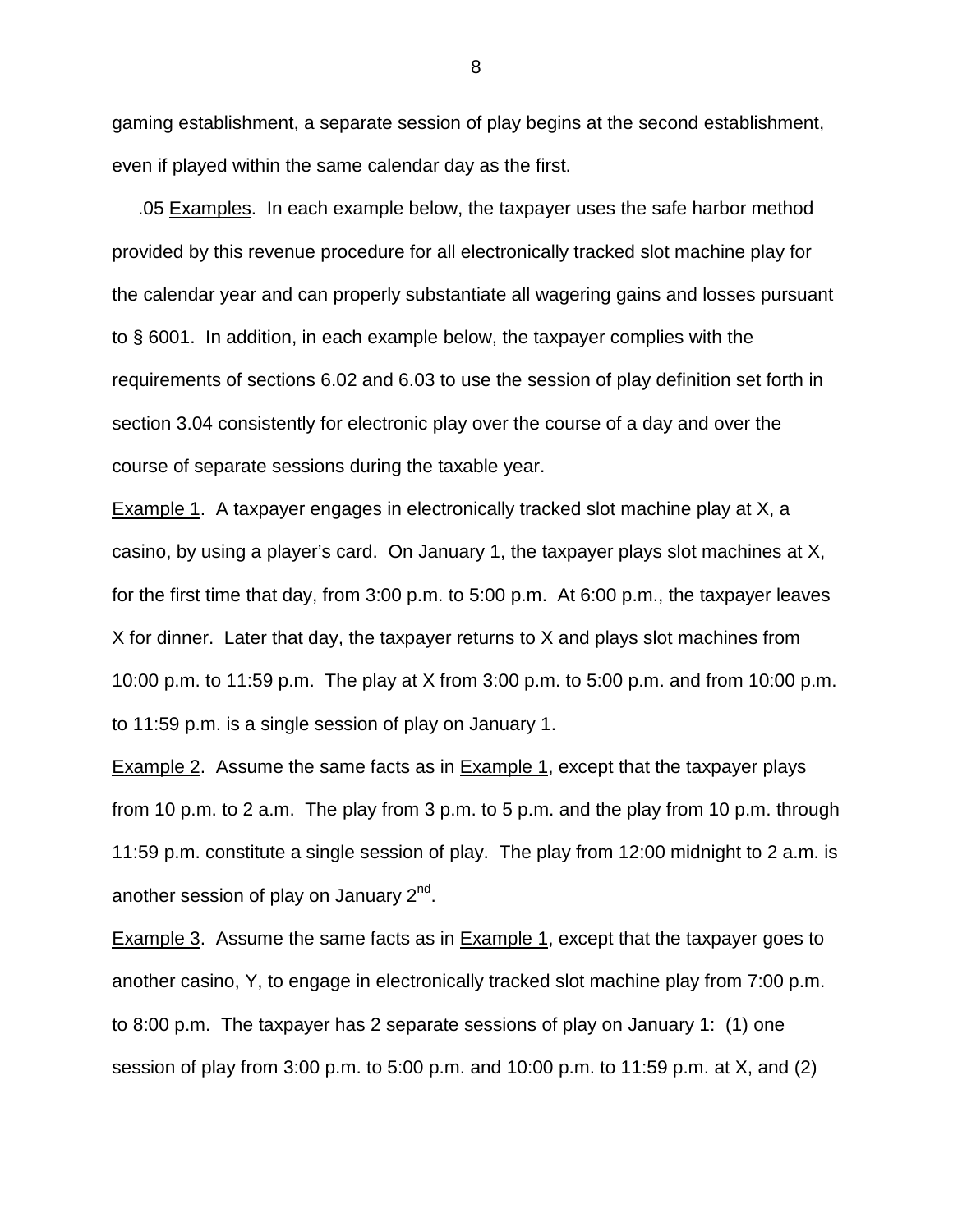gaming establishment, a separate session of play begins at the second establishment, even if played within the same calendar day as the first.

.05 Examples. In each example below, the taxpayer uses the safe harbor method provided by this revenue procedure for all electronically tracked slot machine play for the calendar year and can properly substantiate all wagering gains and losses pursuant to § 6001. In addition, in each example below, the taxpayer complies with the requirements of sections 6.02 and 6.03 to use the session of play definition set forth in section 3.04 consistently for electronic play over the course of a day and over the course of separate sessions during the taxable year.

Example 1. A taxpayer engages in electronically tracked slot machine play at X, a casino, by using a player's card. On January 1, the taxpayer plays slot machines at X, for the first time that day, from 3:00 p.m. to 5:00 p.m. At 6:00 p.m., the taxpayer leaves X for dinner. Later that day, the taxpayer returns to X and plays slot machines from 10:00 p.m. to 11:59 p.m. The play at X from 3:00 p.m. to 5:00 p.m. and from 10:00 p.m. to 11:59 p.m. is a single session of play on January 1.

Example 2. Assume the same facts as in Example 1, except that the taxpayer plays from 10 p.m. to 2 a.m. The play from 3 p.m. to 5 p.m. and the play from 10 p.m. through 11:59 p.m. constitute a single session of play. The play from 12:00 midnight to 2 a.m. is another session of play on January 2nd.

Example 3. Assume the same facts as in Example 1, except that the taxpayer goes to another casino, Y, to engage in electronically tracked slot machine play from 7:00 p.m. to 8:00 p.m. The taxpayer has 2 separate sessions of play on January 1: (1) one session of play from 3:00 p.m. to 5:00 p.m. and 10:00 p.m. to 11:59 p.m. at X, and (2)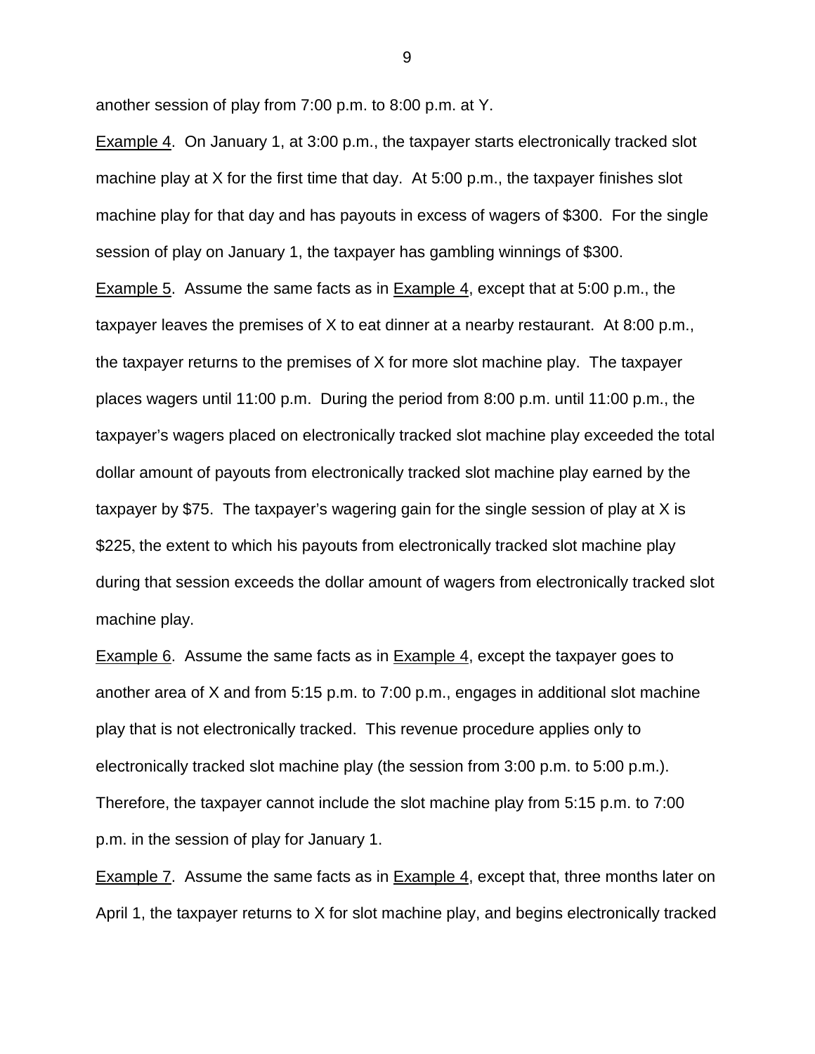another session of play from 7:00 p.m. to 8:00 p.m. at Y.

Example 4. On January 1, at 3:00 p.m., the taxpayer starts electronically tracked slot machine play at X for the first time that day. At 5:00 p.m., the taxpayer finishes slot machine play for that day and has payouts in excess of wagers of $300. For the single session of play on January 1, the taxpayer has gambling winnings of $300.

Example 5. Assume the same facts as in Example 4, except that at 5:00 p.m., the taxpayer leaves the premises of X to eat dinner at a nearby restaurant. At 8:00 p.m., the taxpayer returns to the premises of X for more slot machine play. The taxpayer places wagers until 11:00 p.m. During the period from 8:00 p.m. until 11:00 p.m., the taxpayer's wagers placed on electronically tracked slot machine play exceeded the total dollar amount of payouts from electronically tracked slot machine play earned by the taxpayer by $75. The taxpayer's wagering gain for the single session of play at X is $225, the extent to which his payouts from electronically tracked slot machine play during that session exceeds the dollar amount of wagers from electronically tracked slot machine play.

Example 6. Assume the same facts as in Example 4, except the taxpayer goes to another area of X and from 5:15 p.m. to 7:00 p.m., engages in additional slot machine play that is not electronically tracked. This revenue procedure applies only to electronically tracked slot machine play (the session from 3:00 p.m. to 5:00 p.m.). Therefore, the taxpayer cannot include the slot machine play from 5:15 p.m. to 7:00 p.m. in the session of play for January 1.

Example 7. Assume the same facts as in Example 4, except that, three months later on April 1, the taxpayer returns to X for slot machine play, and begins electronically tracked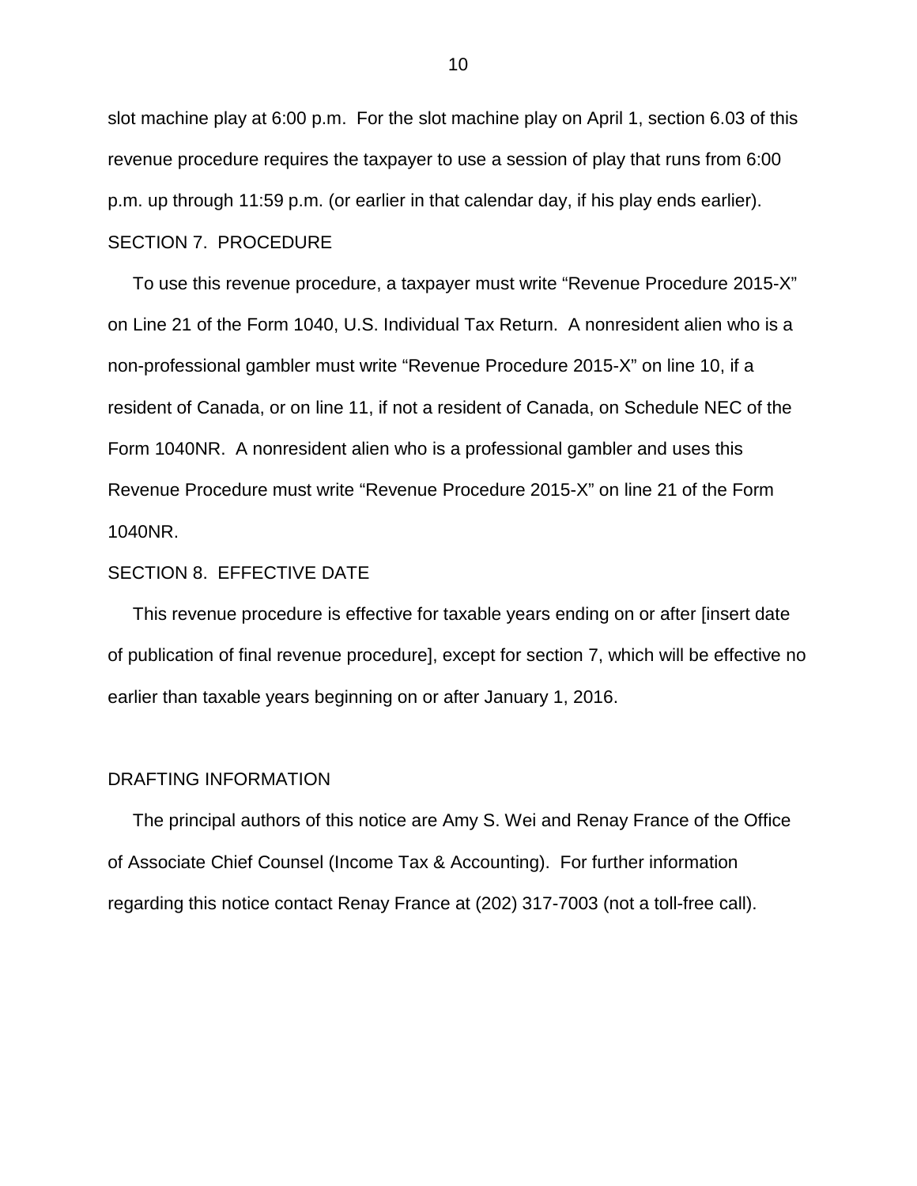slot machine play at 6:00 p.m. For the slot machine play on April 1, section 6.03 of this revenue procedure requires the taxpayer to use a session of play that runs from 6:00 p.m. up through 11:59 p.m. (or earlier in that calendar day, if his play ends earlier).

## SECTION 7. PROCEDURE

To use this revenue procedure, a taxpayer must write “Revenue Procedure 2015-X” on Line 21 of the Form 1040, U.S. Individual Tax Return. A nonresident alien who is a non-professional gambler must write “Revenue Procedure 2015-X” on line 10, if a resident of Canada, or on line 11, if not a resident of Canada, on Schedule NEC of the Form 1040NR. A nonresident alien who is a professional gambler and uses this Revenue Procedure must write “Revenue Procedure 2015-X” on line 21 of the Form 1040NR.

## SECTION 8. EFFECTIVE DATE

This revenue procedure is effective for taxable years ending on or after [insert date of publication of final revenue procedure], except for section 7, which will be effective no earlier than taxable years beginning on or after January 1, 2016.

## DRAFTING INFORMATION

The principal authors of this notice are Amy S. Wei and Renay France of the Office of Associate Chief Counsel (Income Tax & Accounting). For further information regarding this notice contact Renay France at (202) 317-7003 (not a toll-free call).